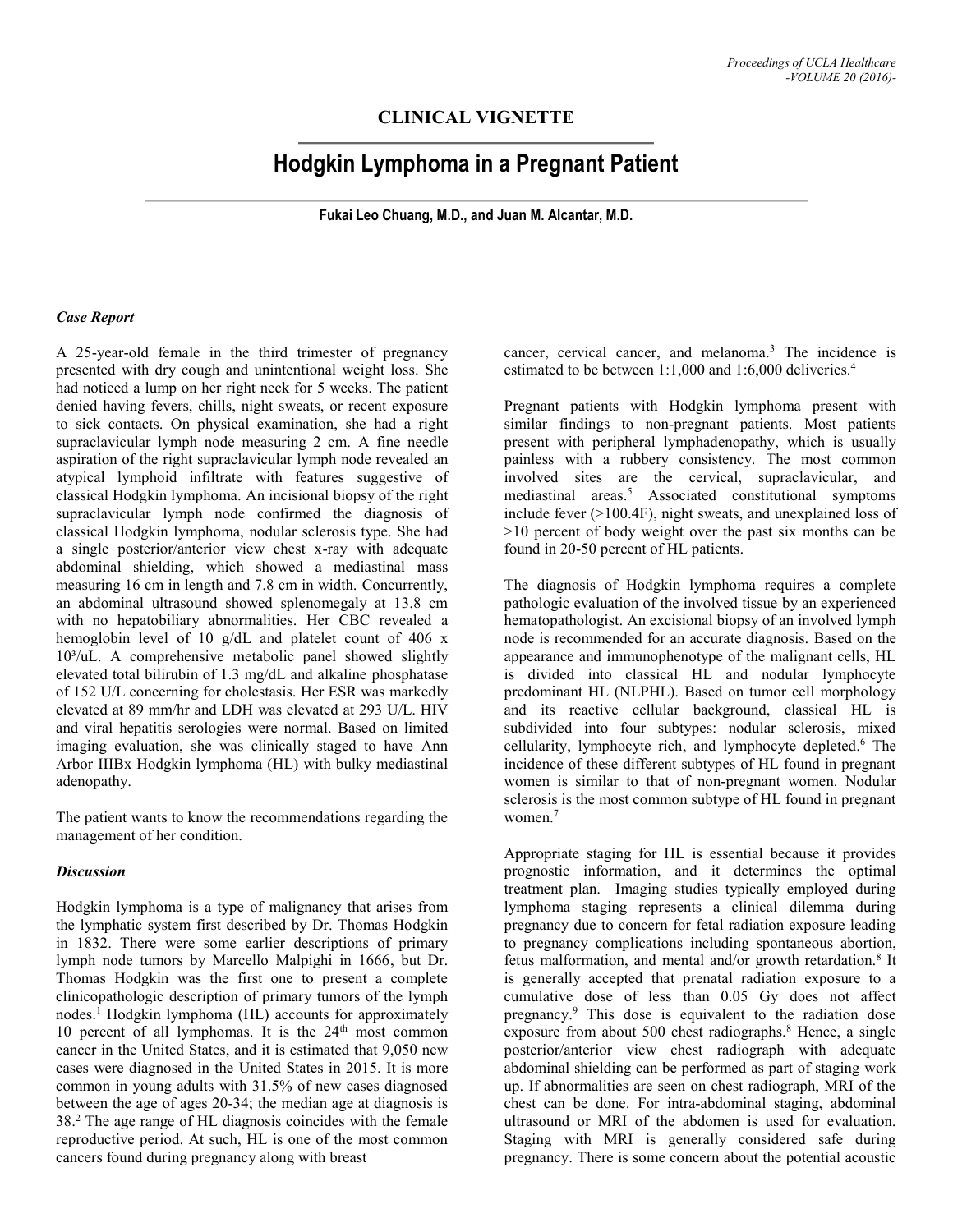## CLINICAL VIGNETTE

# Hodgkin Lymphoma in a Pregnant Patient

**Fukai Leo Chuang, M.D., and Juan M. Alcantar, M.D.**

### *Case Report*

A 25-year-old female in the third trimester of pregnancy presented with dry cough and unintentional weight loss. She had noticed a lump on her right neck for 5 weeks. The patient denied having fevers, chills, night sweats, or recent exposure to sick contacts. On physical examination, she had a right supraclavicular lymph node measuring 2 cm. A fine needle aspiration of the right supraclavicular lymph node revealed an atypical lymphoid infiltrate with features suggestive of classical Hodgkin lymphoma. An incisional biopsy of the right supraclavicular lymph node confirmed the diagnosis of classical Hodgkin lymphoma, nodular sclerosis type. She had a single posterior/anterior view chest x-ray with adequate abdominal shielding, which showed a mediastinal mass measuring 16 cm in length and 7.8 cm in width. Concurrently, an abdominal ultrasound showed splenomegaly at 13.8 cm with no hepatobiliary abnormalities. Her CBC revealed a hemoglobin level of 10 g/dL and platelet count of 406 x $10^3$/uL. A comprehensive metabolic panel showed slightly elevated total bilirubin of 1.3 mg/dL and alkaline phosphatase of 152 U/L concerning for cholestasis. Her ESR was markedly elevated at 89 mm/hr and LDH was elevated at 293 U/L. HIV and viral hepatitis serologies were normal. Based on limited imaging evaluation, she was clinically staged to have Ann Arbor IIIBx Hodgkin lymphoma (HL) with bulky mediastinal adenopathy.

The patient wants to know the recommendations regarding the management of her condition.

### *Discussion*

Hodgkin lymphoma is a type of malignancy that arises from the lymphatic system first described by Dr. Thomas Hodgkin in 1832. There were some earlier descriptions of primary lymph node tumors by Marcello Malpighi in 1666, but Dr. Thomas Hodgkin was the first one to present a complete clinicopathologic description of primary tumors of the lymph nodes.[1] Hodgkin lymphoma (HL) accounts for approximately 10 percent of all lymphomas. It is the 24th most common cancer in the United States, and it is estimated that 9,050 new cases were diagnosed in the United States in 2015. It is more common in young adults with 31.5% of new cases diagnosed between the age of ages 20-34; the median age at diagnosis is 38.[2] The age range of HL diagnosis coincides with the female reproductive period. At such, HL is one of the most common cancers found during pregnancy along with breast cancer, cervical cancer, and melanoma.[3] The incidence is estimated to be between 1:1,000 and 1:6,000 deliveries.[4]

Pregnant patients with Hodgkin lymphoma present with similar findings to non-pregnant patients. Most patients present with peripheral lymphadenopathy, which is usually painless with a rubbery consistency. The most common involved sites are the cervical, supraclavicular, and mediastinal areas.[5] Associated constitutional symptoms include fever (>100.4F), night sweats, and unexplained loss of >10 percent of body weight over the past six months can be found in 20-50 percent of HL patients.

The diagnosis of Hodgkin lymphoma requires a complete pathologic evaluation of the involved tissue by an experienced hematopathologist. An excisional biopsy of an involved lymph node is recommended for an accurate diagnosis. Based on the appearance and immunophenotype of the malignant cells, HL is divided into classical HL and nodular lymphocyte predominant HL (NLPHL). Based on tumor cell morphology and its reactive cellular background, classical HL is subdivided into four subtypes: nodular sclerosis, mixed cellularity, lymphocyte rich, and lymphocyte depleted.[6] The incidence of these different subtypes of HL found in pregnant women is similar to that of non-pregnant women. Nodular sclerosis is the most common subtype of HL found in pregnant women.[7]

Appropriate staging for HL is essential because it provides prognostic information, and it determines the optimal treatment plan. Imaging studies typically employed during lymphoma staging represents a clinical dilemma during pregnancy due to concern for fetal radiation exposure leading to pregnancy complications including spontaneous abortion, fetus malformation, and mental and/or growth retardation.[8] It is generally accepted that prenatal radiation exposure to a cumulative dose of less than 0.05 Gy does not affect pregnancy.[9] This dose is equivalent to the radiation dose exposure from about 500 chest radiographs.[8] Hence, a single posterior/anterior view chest radiograph with adequate abdominal shielding can be performed as part of staging work up. If abnormalities are seen on chest radiograph, MRI of the chest can be done. For intra-abdominal staging, abdominal ultrasound or MRI of the abdomen is used for evaluation. Staging with MRI is generally considered safe during pregnancy. There is some concern about the potential acoustic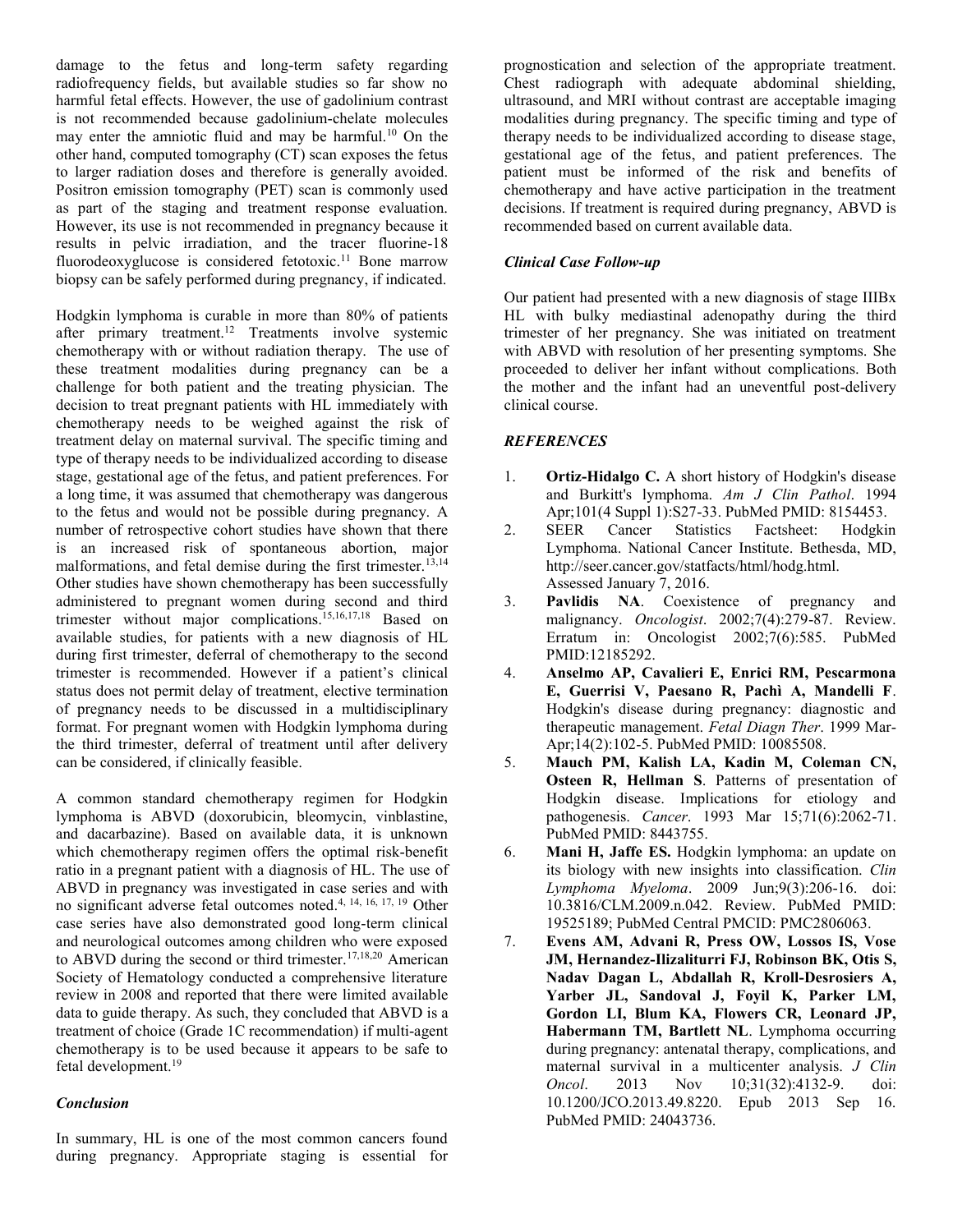damage to the fetus and long-term safety regarding radiofrequency fields, but available studies so far show no harmful fetal effects. However, the use of gadolinium contrast is not recommended because gadolinium-chelate molecules may enter the amniotic fluid and may be harmful.[10] On the other hand, computed tomography (CT) scan exposes the fetus to larger radiation doses and therefore is generally avoided. Positron emission tomography (PET) scan is commonly used as part of the staging and treatment response evaluation. However, its use is not recommended in pregnancy because it results in pelvic irradiation, and the tracer fluorine-18 fluorodeoxyglucose is considered fetotoxic.[11] Bone marrow biopsy can be safely performed during pregnancy, if indicated.

Hodgkin lymphoma is curable in more than 80% of patients after primary treatment.[12] Treatments involve systemic chemotherapy with or without radiation therapy. The use of these treatment modalities during pregnancy can be a challenge for both patient and the treating physician. The decision to treat pregnant patients with HL immediately with chemotherapy needs to be weighed against the risk of treatment delay on maternal survival. The specific timing and type of therapy needs to be individualized according to disease stage, gestational age of the fetus, and patient preferences. For a long time, it was assumed that chemotherapy was dangerous to the fetus and would not be possible during pregnancy. A number of retrospective cohort studies have shown that there is an increased risk of spontaneous abortion, major malformations, and fetal demise during the first trimester.[13,14] Other studies have shown chemotherapy has been successfully administered to pregnant women during second and third trimester without major complications.[15,16,17,18] Based on available studies, for patients with a new diagnosis of HL during first trimester, deferral of chemotherapy to the second trimester is recommended. However if a patient's clinical status does not permit delay of treatment, elective termination of pregnancy needs to be discussed in a multidisciplinary format. For pregnant women with Hodgkin lymphoma during the third trimester, deferral of treatment until after delivery can be considered, if clinically feasible.

A common standard chemotherapy regimen for Hodgkin lymphoma is ABVD (doxorubicin, bleomycin, vinblastine, and dacarbazine). Based on available data, it is unknown which chemotherapy regimen offers the optimal risk-benefit ratio in a pregnant patient with a diagnosis of HL. The use of ABVD in pregnancy was investigated in case series and with no significant adverse fetal outcomes noted.[4, 14, 16, 17, 19] Other case series have also demonstrated good long-term clinical and neurological outcomes among children who were exposed to ABVD during the second or third trimester.[17,18,20] American Society of Hematology conducted a comprehensive literature review in 2008 and reported that there were limited available data to guide therapy. As such, they concluded that ABVD is a treatment of choice (Grade 1C recommendation) if multi-agent chemotherapy is to be used because it appears to be safe to fetal development.[19]

### *Conclusion*

In summary, HL is one of the most common cancers found during pregnancy. Appropriate staging is essential for prognostication and selection of the appropriate treatment. Chest radiograph with adequate abdominal shielding, ultrasound, and MRI without contrast are acceptable imaging modalities during pregnancy. The specific timing and type of therapy needs to be individualized according to disease stage, gestational age of the fetus, and patient preferences. The patient must be informed of the risk and benefits of chemotherapy and have active participation in the treatment decisions. If treatment is required during pregnancy, ABVD is recommended based on current available data.

### *Clinical Case Follow-up*

Our patient had presented with a new diagnosis of stage IIIBx HL with bulky mediastinal adenopathy during the third trimester of her pregnancy. She was initiated on treatment with ABVD with resolution of her presenting symptoms. She proceeded to deliver her infant without complications. Both the mother and the infant had an uneventful post-delivery clinical course.

### *REFERENCES*

1. **Ortiz-Hidalgo C.** A short history of Hodgkin's disease and Burkitt's lymphoma. *Am J Clin Pathol*. 1994 Apr;101(4 Suppl 1):S27-33. PubMed PMID: 8154453.
2. SEER Cancer Statistics Factsheet: Hodgkin Lymphoma. National Cancer Institute. Bethesda, MD, http://seer.cancer.gov/statfacts/html/hodg.html. Assessed January 7, 2016.
3. **Pavlidis NA**. Coexistence of pregnancy and malignancy. *Oncologist*. 2002;7(4):279-87. Review. Erratum in: Oncologist 2002;7(6):585. PubMed PMID:12185292.
4. **Anselmo AP, Cavalieri E, Enrici RM, Pescarmona E, Guerrisi V, Paesano R, Pachì A, Mandelli F**. Hodgkin's disease during pregnancy: diagnostic and therapeutic management. *Fetal Diagn Ther*. 1999 Mar-Apr;14(2):102-5. PubMed PMID: 10085508.
5. **Mauch PM, Kalish LA, Kadin M, Coleman CN, Osteen R, Hellman S**. Patterns of presentation of Hodgkin disease. Implications for etiology and pathogenesis. *Cancer*. 1993 Mar 15;71(6):2062-71. PubMed PMID: 8443755.
6. **Mani H, Jaffe ES.** Hodgkin lymphoma: an update on its biology with new insights into classification. *Clin Lymphoma Myeloma*. 2009 Jun;9(3):206-16. doi: 10.3816/CLM.2009.n.042. Review. PubMed PMID: 19525189; PubMed Central PMCID: PMC2806063.
7. **Evens AM, Advani R, Press OW, Lossos IS, Vose JM, Hernandez-Ilizaliturri FJ, Robinson BK, Otis S, Nadav Dagan L, Abdallah R, Kroll-Desrosiers A, Yarber JL, Sandoval J, Foyil K, Parker LM, Gordon LI, Blum KA, Flowers CR, Leonard JP, Habermann TM, Bartlett NL**. Lymphoma occurring during pregnancy: antenatal therapy, complications, and maternal survival in a multicenter analysis. *J Clin Oncol*. 2013 Nov 10;31(32):4132-9. doi: 10.1200/JCO.2013.49.8220. Epub 2013 Sep 16. PubMed PMID: 24043736.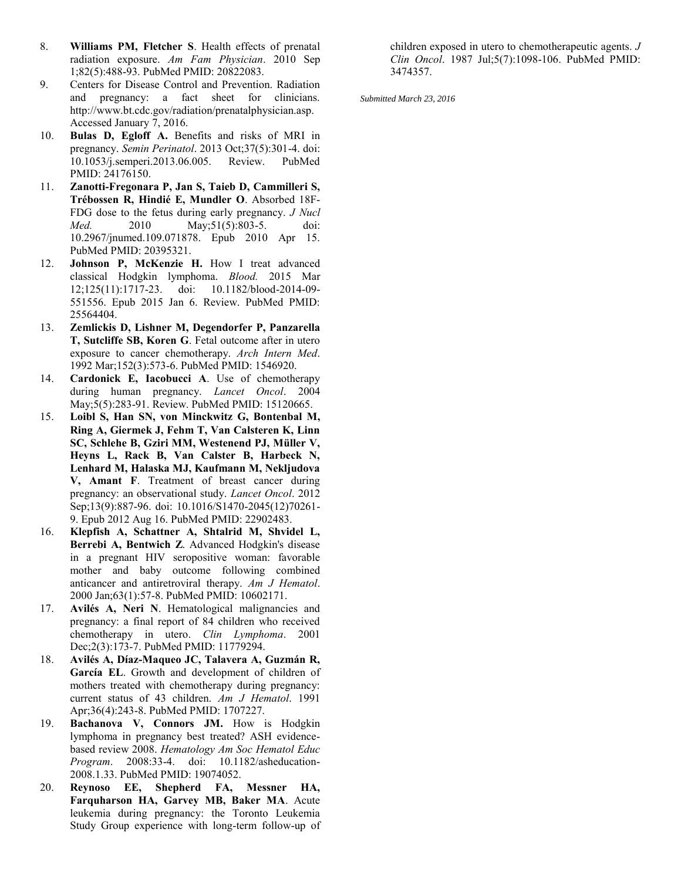8. **Williams PM, Fletcher S**. Health effects of prenatal radiation exposure. *Am Fam Physician*. 2010 Sep 1;82(5):488-93. PubMed PMID: 20822083.
9. Centers for Disease Control and Prevention. Radiation and pregnancy: a fact sheet for clinicians. http://www.bt.cdc.gov/radiation/prenatalphysician.asp. Accessed January 7, 2016.
10. **Bulas D, Egloff A.** Benefits and risks of MRI in pregnancy. *Semin Perinatol*. 2013 Oct;37(5):301-4. doi: 10.1053/j.semperi.2013.06.005. Review. PubMed PMID: 24176150.
11. **Zanotti-Fregonara P, Jan S, Taieb D, Cammilleri S, Trébossen R, Hindié E, Mundler O**. Absorbed 18F-FDG dose to the fetus during early pregnancy. *J Nucl Med.* 2010 May;51(5):803-5. doi: 10.2967/jnumed.109.071878. Epub 2010 Apr 15. PubMed PMID: 20395321.
12. **Johnson P, McKenzie H.** How I treat advanced classical Hodgkin lymphoma. *Blood.* 2015 Mar 12;125(11):1717-23. doi: 10.1182/blood-2014-09-551556. Epub 2015 Jan 6. Review. PubMed PMID: 25564404.
13. **Zemlickis D, Lishner M, Degendorfer P, Panzarella T, Sutcliffe SB, Koren G**. Fetal outcome after in utero exposure to cancer chemotherapy. *Arch Intern Med*. 1992 Mar;152(3):573-6. PubMed PMID: 1546920.
14. **Cardonick E, Iacobucci A**. Use of chemotherapy during human pregnancy. *Lancet Oncol*. 2004 May;5(5):283-91. Review. PubMed PMID: 15120665.
15. **Loibl S, Han SN, von Minckwitz G, Bontenbal M, Ring A, Giermek J, Fehm T, Van Calsteren K, Linn SC, Schlehe B, Gziri MM, Westenend PJ, Müller V, Heyns L, Rack B, Van Calster B, Harbeck N, Lenhard M, Halaska MJ, Kaufmann M, Nekljudova V, Amant F**. Treatment of breast cancer during pregnancy: an observational study. *Lancet Oncol*. 2012 Sep;13(9):887-96. doi: 10.1016/S1470-2045(12)70261-9. Epub 2012 Aug 16. PubMed PMID: 22902483.
16. **Klepfish A, Schattner A, Shtalrid M, Shvidel L, Berrebi A, Bentwich Z**. Advanced Hodgkin's disease in a pregnant HIV seropositive woman: favorable mother and baby outcome following combined anticancer and antiretroviral therapy. *Am J Hematol*. 2000 Jan;63(1):57-8. PubMed PMID: 10602171.
17. **Avilés A, Neri N**. Hematological malignancies and pregnancy: a final report of 84 children who received chemotherapy in utero. *Clin Lymphoma*. 2001 Dec;2(3):173-7. PubMed PMID: 11779294.
18. **Avilés A, Díaz-Maqueo JC, Talavera A, Guzmán R, García EL**. Growth and development of children of mothers treated with chemotherapy during pregnancy: current status of 43 children. *Am J Hematol*. 1991 Apr;36(4):243-8. PubMed PMID: 1707227.
19. **Bachanova V, Connors JM.** How is Hodgkin lymphoma in pregnancy best treated? ASH evidence-based review 2008. *Hematology Am Soc Hematol Educ Program*. 2008:33-4. doi: 10.1182/asheducation-2008.1.33. PubMed PMID: 19074052.
20. **Reynoso EE, Shepherd FA, Messner HA, Farquharson HA, Garvey MB, Baker MA**. Acute leukemia during pregnancy: the Toronto Leukemia Study Group experience with long-term follow-up of children exposed in utero to chemotherapeutic agents. *J Clin Oncol*. 1987 Jul;5(7):1098-106. PubMed PMID: 3474357.

*Submitted March 23, 2016*